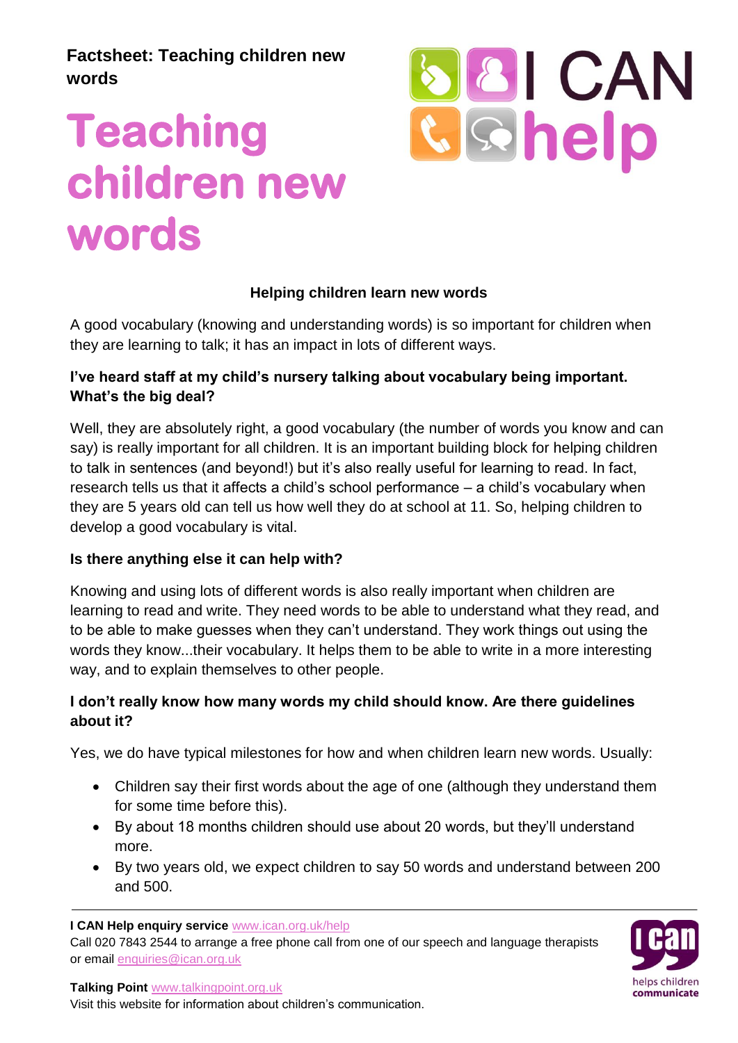**Factsheet: Teaching children new words**

# Teaching children new words

### Helping children learn new words

A good vocabulary (knowing and understanding words) is so important for children when they are learning to talk; it has an impact in lots of different ways.

**I've heard staff at my child's nursery talking about vocabulary being important. What's the big deal?**

Well, they are absolutely right, a good vocabulary (the number of words you know and can say) is really important for all children. It is an important building block for helping children to talk in sentences (and beyond!) but it's also really useful for learning to read. In fact, research tells us that it affects a child's school performance – a child's vocabulary when they are 5 years old can tell us how well they do at school at 11. So, helping children to develop a good vocabulary is vital.

**Is there anything else it can help with?**

Knowing and using lots of different words is also really important when children are learning to read and write. They need words to be able to understand what they read, and to be able to make guesses when they can't understand. They work things out using the words they know...their vocabulary. It helps them to be able to write in a more interesting way, and to explain themselves to other people.

**I don't really know how many words my child should know. Are there guidelines about it?**

Yes, we do have typical milestones for how and when children learn new words. Usually:

- Children say their first words about the age of one (although they understand them for some time before this).
- By about 18 months children should use about 20 words, but they'll understand more.
- By two years old, we expect children to say 50 words and understand between 200 and 500.

---

**I CAN Help enquiry service** www.ican.org.uk/help
Call 020 7843 2544 to arrange a free phone call from one of our speech and language therapists or email enquiries@ican.org.uk

**Talking Point** www.talkingpoint.org.uk
Visit this website for information about children's communication.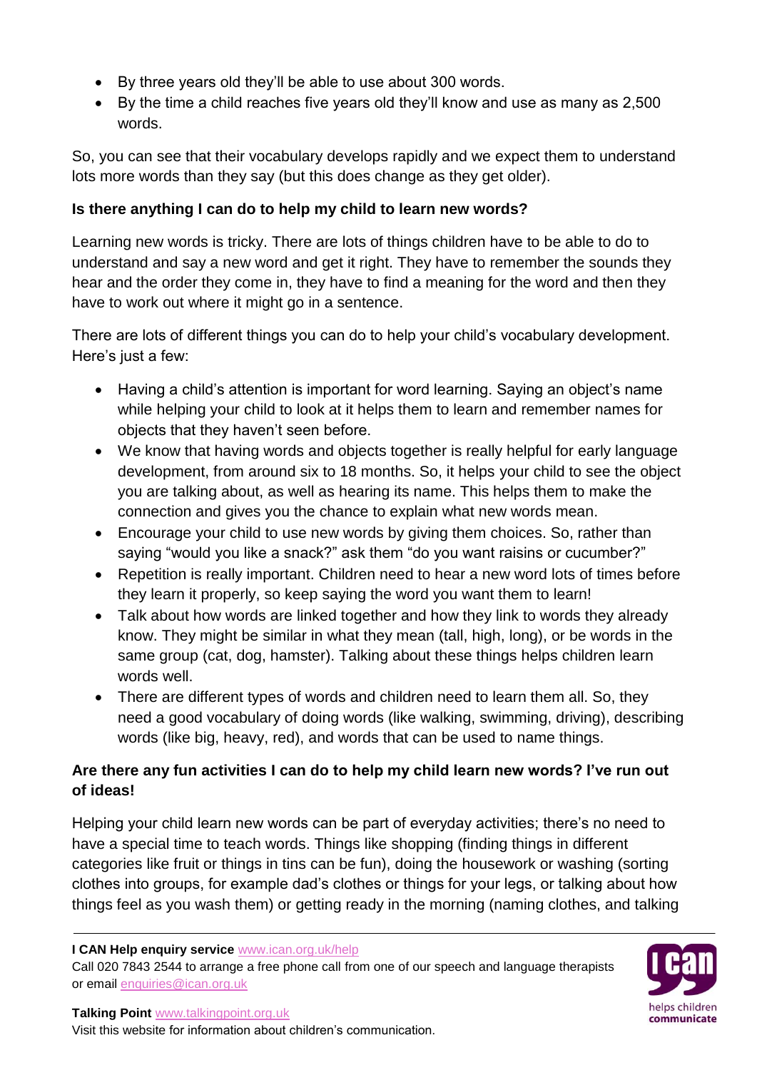- By three years old they'll be able to use about 300 words.
- By the time a child reaches five years old they'll know and use as many as 2,500 words.

So, you can see that their vocabulary develops rapidly and we expect them to understand lots more words than they say (but this does change as they get older).

**Is there anything I can do to help my child to learn new words?**

Learning new words is tricky. There are lots of things children have to be able to do to understand and say a new word and get it right. They have to remember the sounds they hear and the order they come in, they have to find a meaning for the word and then they have to work out where it might go in a sentence.

There are lots of different things you can do to help your child's vocabulary development. Here's just a few:

- Having a child's attention is important for word learning. Saying an object's name while helping your child to look at it helps them to learn and remember names for objects that they haven't seen before.
- We know that having words and objects together is really helpful for early language development, from around six to 18 months. So, it helps your child to see the object you are talking about, as well as hearing its name. This helps them to make the connection and gives you the chance to explain what new words mean.
- Encourage your child to use new words by giving them choices. So, rather than saying "would you like a snack?" ask them "do you want raisins or cucumber?"
- Repetition is really important. Children need to hear a new word lots of times before they learn it properly, so keep saying the word you want them to learn!
- Talk about how words are linked together and how they link to words they already know. They might be similar in what they mean (tall, high, long), or be words in the same group (cat, dog, hamster). Talking about these things helps children learn words well.
- There are different types of words and children need to learn them all. So, they need a good vocabulary of doing words (like walking, swimming, driving), describing words (like big, heavy, red), and words that can be used to name things.

**Are there any fun activities I can do to help my child learn new words? I've run out of ideas!**

Helping your child learn new words can be part of everyday activities; there's no need to have a special time to teach words. Things like shopping (finding things in different categories like fruit or things in tins can be fun), doing the housework or washing (sorting clothes into groups, for example dad's clothes or things for your legs, or talking about how things feel as you wash them) or getting ready in the morning (naming clothes, and talking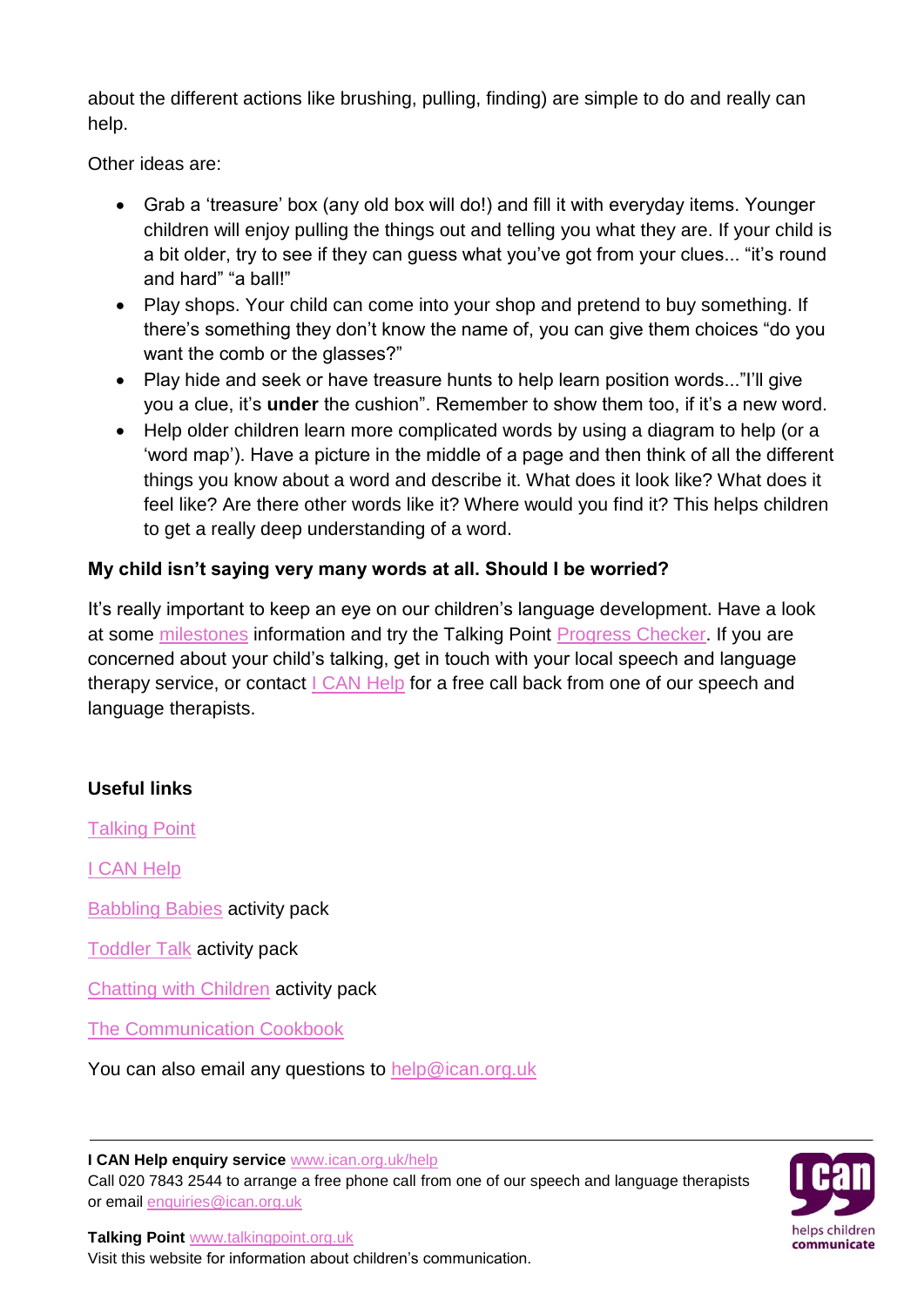about the different actions like brushing, pulling, finding) are simple to do and really can help.

Other ideas are:

- Grab a 'treasure' box (any old box will do!) and fill it with everyday items. Younger children will enjoy pulling the things out and telling you what they are. If your child is a bit older, try to see if they can guess what you've got from your clues... "it's round and hard" "a ball!"
- Play shops. Your child can come into your shop and pretend to buy something. If there's something they don't know the name of, you can give them choices "do you want the comb or the glasses?"
- Play hide and seek or have treasure hunts to help learn position words..."I'll give you a clue, it's **under** the cushion". Remember to show them too, if it's a new word.
- Help older children learn more complicated words by using a diagram to help (or a 'word map'). Have a picture in the middle of a page and then think of all the different things you know about a word and describe it. What does it look like? What does it feel like? Are there other words like it? Where would you find it? This helps children to get a really deep understanding of a word.

**My child isn't saying very many words at all. Should I be worried?**

It's really important to keep an eye on our children's language development. Have a look at some milestones information and try the Talking Point Progress Checker. If you are concerned about your child's talking, get in touch with your local speech and language therapy service, or contact I CAN Help for a free call back from one of our speech and language therapists.

**Useful links**

Talking Point

I CAN Help

Babbling Babies activity pack

Toddler Talk activity pack

Chatting with Children activity pack

The Communication Cookbook

You can also email any questions to help@ican.org.uk

---

**I CAN Help enquiry service** www.ican.org.uk/help
Call 020 7843 2544 to arrange a free phone call from one of our speech and language therapists or email enquiries@ican.org.uk

**Talking Point** www.talkingpoint.org.uk
Visit this website for information about children's communication.

I CAN helps children communicate